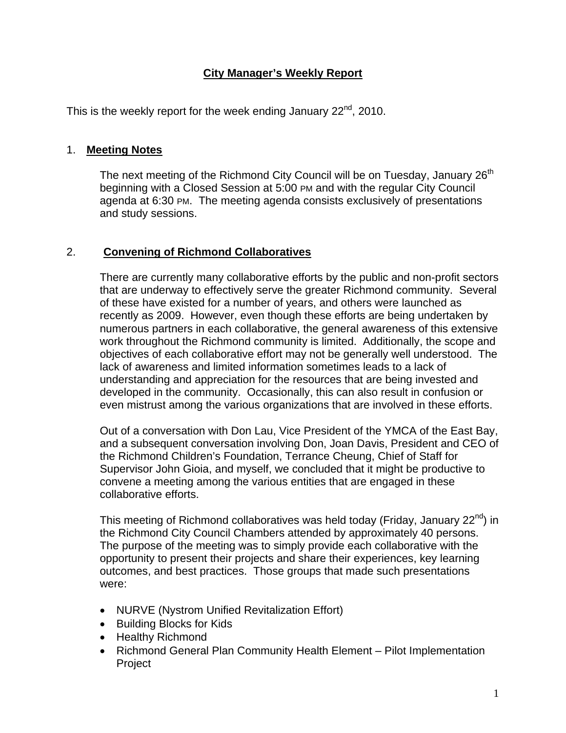# City Manager's Weekly Report

This is the weekly report for the week ending January 22nd, 2010.

## 1. Meeting Notes

The next meeting of the Richmond City Council will be on Tuesday, January 26th beginning with a Closed Session at 5:00 PM and with the regular City Council agenda at 6:30 PM. The meeting agenda consists exclusively of presentations and study sessions.

## 2. Convening of Richmond Collaboratives

There are currently many collaborative efforts by the public and non-profit sectors that are underway to effectively serve the greater Richmond community. Several of these have existed for a number of years, and others were launched as recently as 2009. However, even though these efforts are being undertaken by numerous partners in each collaborative, the general awareness of this extensive work throughout the Richmond community is limited. Additionally, the scope and objectives of each collaborative effort may not be generally well understood. The lack of awareness and limited information sometimes leads to a lack of understanding and appreciation for the resources that are being invested and developed in the community. Occasionally, this can also result in confusion or even mistrust among the various organizations that are involved in these efforts.

Out of a conversation with Don Lau, Vice President of the YMCA of the East Bay, and a subsequent conversation involving Don, Joan Davis, President and CEO of the Richmond Children's Foundation, Terrance Cheung, Chief of Staff for Supervisor John Gioia, and myself, we concluded that it might be productive to convene a meeting among the various entities that are engaged in these collaborative efforts.

This meeting of Richmond collaboratives was held today (Friday, January 22nd) in the Richmond City Council Chambers attended by approximately 40 persons. The purpose of the meeting was to simply provide each collaborative with the opportunity to present their projects and share their experiences, key learning outcomes, and best practices. Those groups that made such presentations were:

- NURVE (Nystrom Unified Revitalization Effort)
- Building Blocks for Kids
- Healthy Richmond
- Richmond General Plan Community Health Element – Pilot Implementation Project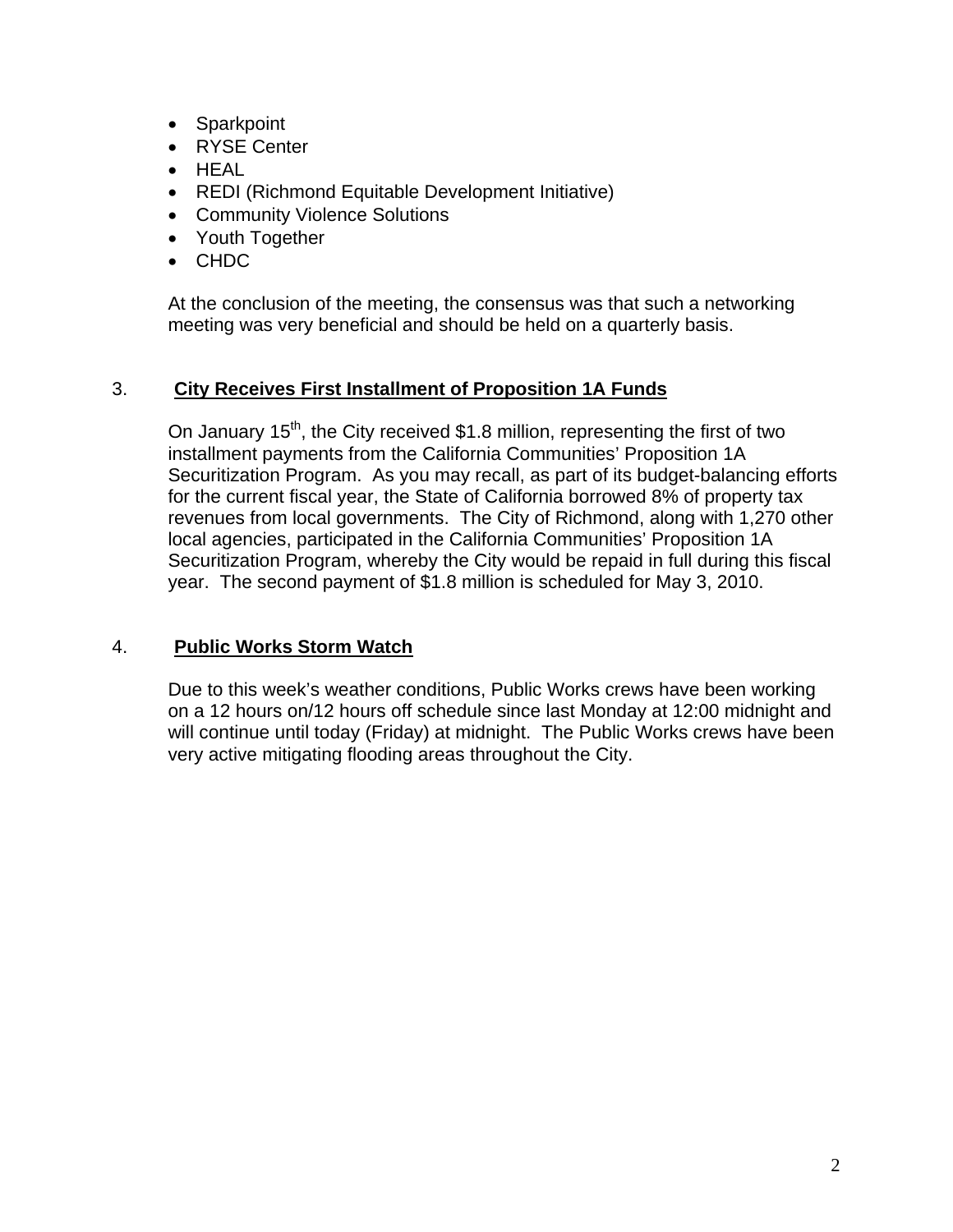- Sparkpoint
- RYSE Center
- HEAL
- REDI (Richmond Equitable Development Initiative)
- Community Violence Solutions
- Youth Together
- CHDC

At the conclusion of the meeting, the consensus was that such a networking meeting was very beneficial and should be held on a quarterly basis.

3. **City Receives First Installment of Proposition 1A Funds**

On January 15th, the City received $1.8 million, representing the first of two installment payments from the California Communities' Proposition 1A Securitization Program. As you may recall, as part of its budget-balancing efforts for the current fiscal year, the State of California borrowed 8% of property tax revenues from local governments. The City of Richmond, along with 1,270 other local agencies, participated in the California Communities' Proposition 1A Securitization Program, whereby the City would be repaid in full during this fiscal year. The second payment of $1.8 million is scheduled for May 3, 2010.

4. **Public Works Storm Watch**

Due to this week's weather conditions, Public Works crews have been working on a 12 hours on/12 hours off schedule since last Monday at 12:00 midnight and will continue until today (Friday) at midnight. The Public Works crews have been very active mitigating flooding areas throughout the City.